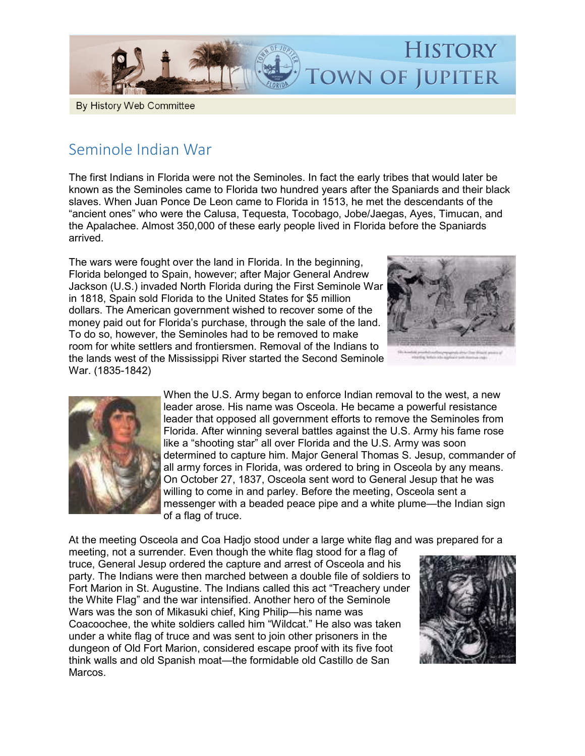# HISTORY TOWN OF JUPITER

By History Web Committee

## Seminole Indian War

The first Indians in Florida were not the Seminoles. In fact the early tribes that would later be known as the Seminoles came to Florida two hundred years after the Spaniards and their black slaves. When Juan Ponce De Leon came to Florida in 1513, he met the descendants of the "ancient ones" who were the Calusa, Tequesta, Tocobago, Jobe/Jaegas, Ayes, Timucan, and the Apalachee. Almost 350,000 of these early people lived in Florida before the Spaniards arrived.

The wars were fought over the land in Florida. In the beginning, Florida belonged to Spain, however; after Major General Andrew Jackson (U.S.) invaded North Florida during the First Seminole War in 1818, Spain sold Florida to the United States for $5 million dollars. The American government wished to recover some of the money paid out for Florida's purchase, through the sale of the land. To do so, however, the Seminoles had to be removed to make room for white settlers and frontiersmen. Removal of the Indians to the lands west of the Mississippi River started the Second Seminole War. (1835-1842)

When the U.S. Army began to enforce Indian removal to the west, a new leader arose. His name was Osceola. He became a powerful resistance leader that opposed all government efforts to remove the Seminoles from Florida. After winning several battles against the U.S. Army his fame rose like a "shooting star" all over Florida and the U.S. Army was soon determined to capture him. Major General Thomas S. Jesup, commander of all army forces in Florida, was ordered to bring in Osceola by any means. On October 27, 1837, Osceola sent word to General Jesup that he was willing to come in and parley. Before the meeting, Osceola sent a messenger with a beaded peace pipe and a white plume—the Indian sign of a flag of truce.

At the meeting Osceola and Coa Hadjo stood under a large white flag and was prepared for a meeting, not a surrender. Even though the white flag stood for a flag of truce, General Jesup ordered the capture and arrest of Osceola and his party. The Indians were then marched between a double file of soldiers to Fort Marion in St. Augustine. The Indians called this act "Treachery under the White Flag" and the war intensified. Another hero of the Seminole Wars was the son of Mikasuki chief, King Philip—his name was Coacoochee, the white soldiers called him "Wildcat." He also was taken under a white flag of truce and was sent to join other prisoners in the dungeon of Old Fort Marion, considered escape proof with its five foot think walls and old Spanish moat—the formidable old Castillo de San Marcos.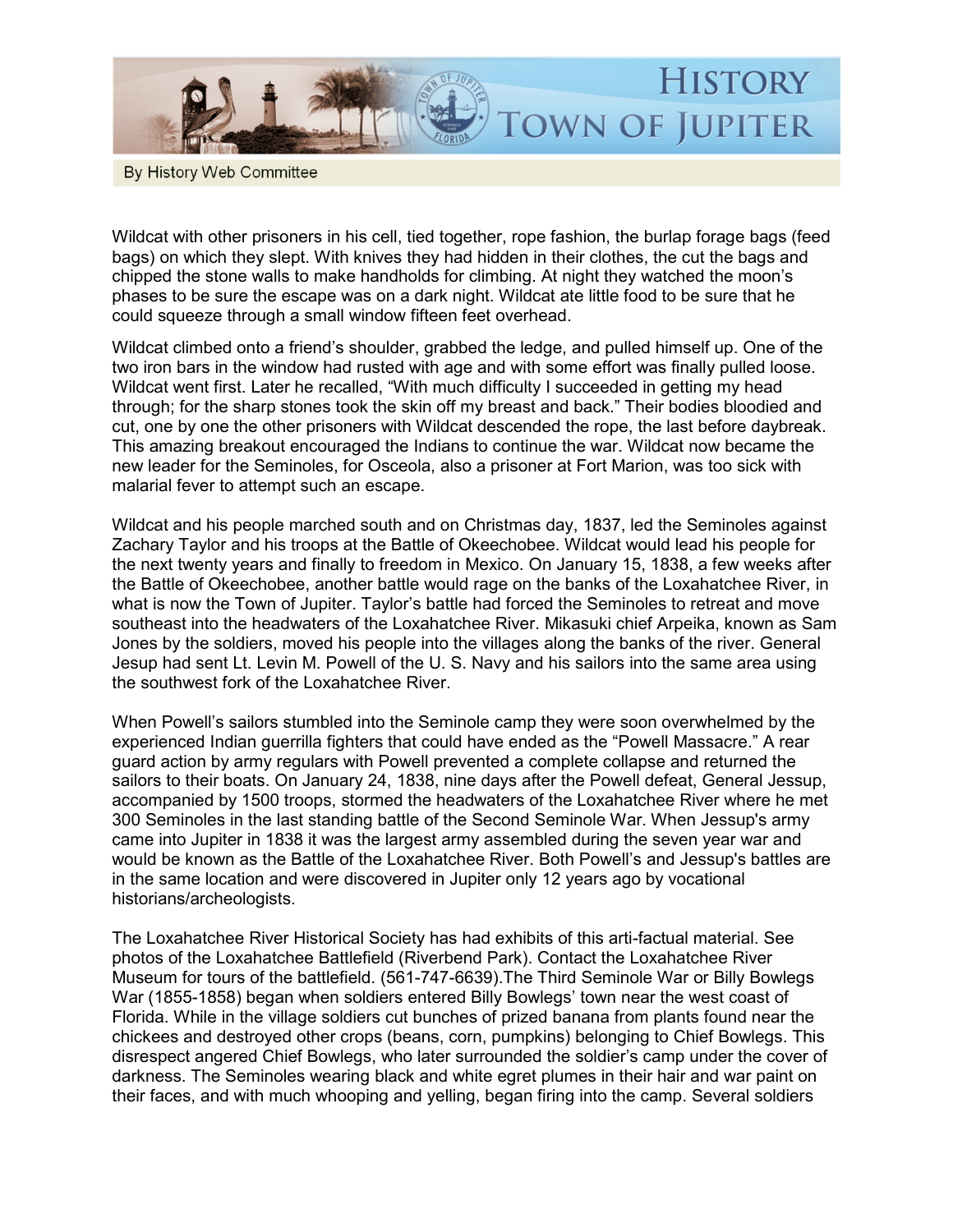Wildcat with other prisoners in his cell, tied together, rope fashion, the burlap forage bags (feed bags) on which they slept. With knives they had hidden in their clothes, the cut the bags and chipped the stone walls to make handholds for climbing. At night they watched the moon's phases to be sure the escape was on a dark night. Wildcat ate little food to be sure that he could squeeze through a small window fifteen feet overhead.

Wildcat climbed onto a friend's shoulder, grabbed the ledge, and pulled himself up. One of the two iron bars in the window had rusted with age and with some effort was finally pulled loose. Wildcat went first. Later he recalled, "With much difficulty I succeeded in getting my head through; for the sharp stones took the skin off my breast and back." Their bodies bloodied and cut, one by one the other prisoners with Wildcat descended the rope, the last before daybreak. This amazing breakout encouraged the Indians to continue the war. Wildcat now became the new leader for the Seminoles, for Osceola, also a prisoner at Fort Marion, was too sick with malarial fever to attempt such an escape.

Wildcat and his people marched south and on Christmas day, 1837, led the Seminoles against Zachary Taylor and his troops at the Battle of Okeechobee. Wildcat would lead his people for the next twenty years and finally to freedom in Mexico. On January 15, 1838, a few weeks after the Battle of Okeechobee, another battle would rage on the banks of the Loxahatchee River, in what is now the Town of Jupiter. Taylor's battle had forced the Seminoles to retreat and move southeast into the headwaters of the Loxahatchee River. Mikasuki chief Arpeika, known as Sam Jones by the soldiers, moved his people into the villages along the banks of the river. General Jesup had sent Lt. Levin M. Powell of the U. S. Navy and his sailors into the same area using the southwest fork of the Loxahatchee River.

When Powell's sailors stumbled into the Seminole camp they were soon overwhelmed by the experienced Indian guerrilla fighters that could have ended as the "Powell Massacre." A rear guard action by army regulars with Powell prevented a complete collapse and returned the sailors to their boats. On January 24, 1838, nine days after the Powell defeat, General Jessup, accompanied by 1500 troops, stormed the headwaters of the Loxahatchee River where he met 300 Seminoles in the last standing battle of the Second Seminole War. When Jessup's army came into Jupiter in 1838 it was the largest army assembled during the seven year war and would be known as the Battle of the Loxahatchee River. Both Powell's and Jessup's battles are in the same location and were discovered in Jupiter only 12 years ago by vocational historians/archeologists.

The Loxahatchee River Historical Society has had exhibits of this arti-factual material. See photos of the Loxahatchee Battlefield (Riverbend Park). Contact the Loxahatchee River Museum for tours of the battlefield. (561-747-6639).The Third Seminole War or Billy Bowlegs War (1855-1858) began when soldiers entered Billy Bowlegs' town near the west coast of Florida. While in the village soldiers cut bunches of prized banana from plants found near the chickees and destroyed other crops (beans, corn, pumpkins) belonging to Chief Bowlegs. This disrespect angered Chief Bowlegs, who later surrounded the soldier's camp under the cover of darkness. The Seminoles wearing black and white egret plumes in their hair and war paint on their faces, and with much whooping and yelling, began firing into the camp. Several soldiers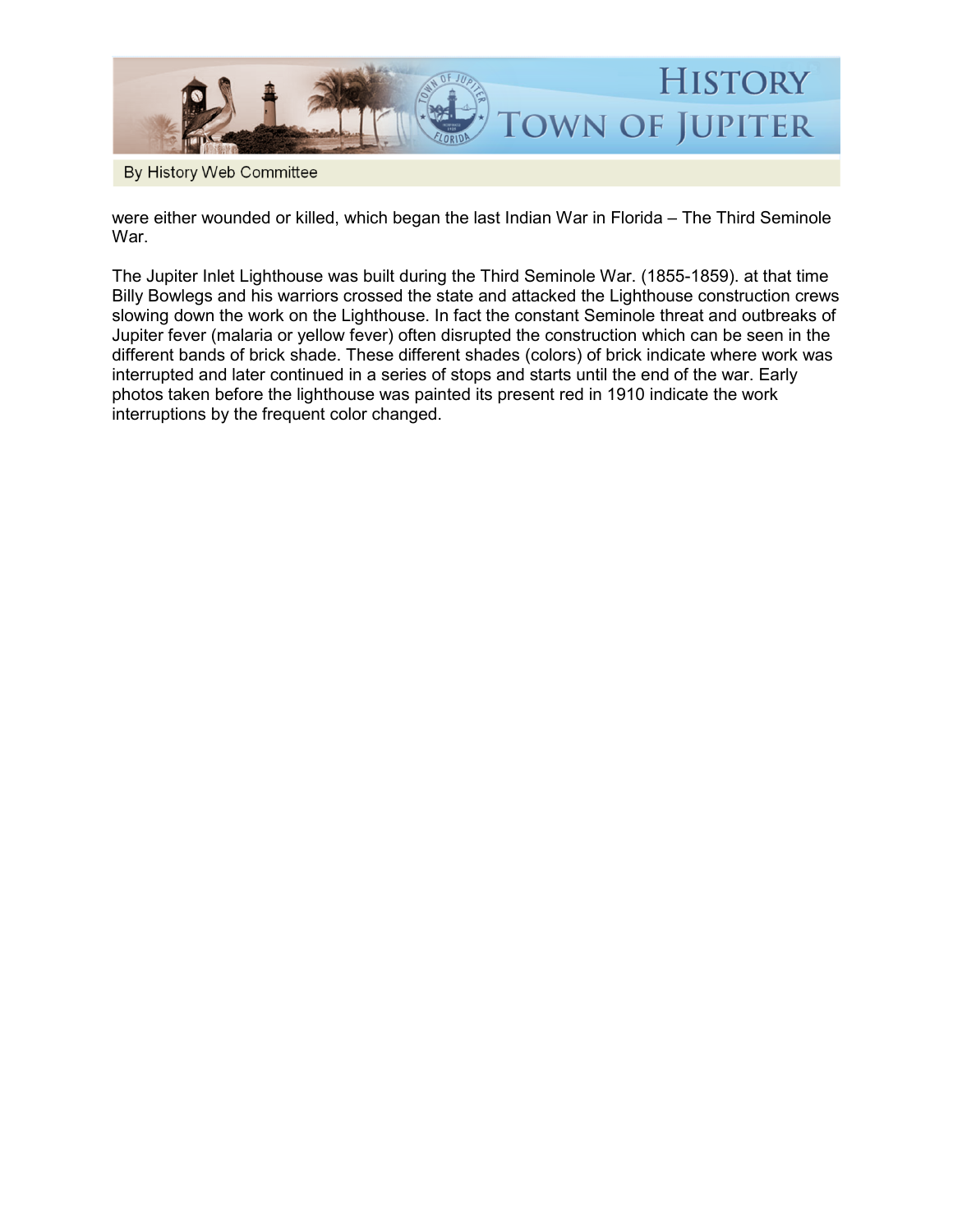were either wounded or killed, which began the last Indian War in Florida – The Third Seminole War.

The Jupiter Inlet Lighthouse was built during the Third Seminole War. (1855-1859). at that time Billy Bowlegs and his warriors crossed the state and attacked the Lighthouse construction crews slowing down the work on the Lighthouse. In fact the constant Seminole threat and outbreaks of Jupiter fever (malaria or yellow fever) often disrupted the construction which can be seen in the different bands of brick shade. These different shades (colors) of brick indicate where work was interrupted and later continued in a series of stops and starts until the end of the war. Early photos taken before the lighthouse was painted its present red in 1910 indicate the work interruptions by the frequent color changed.